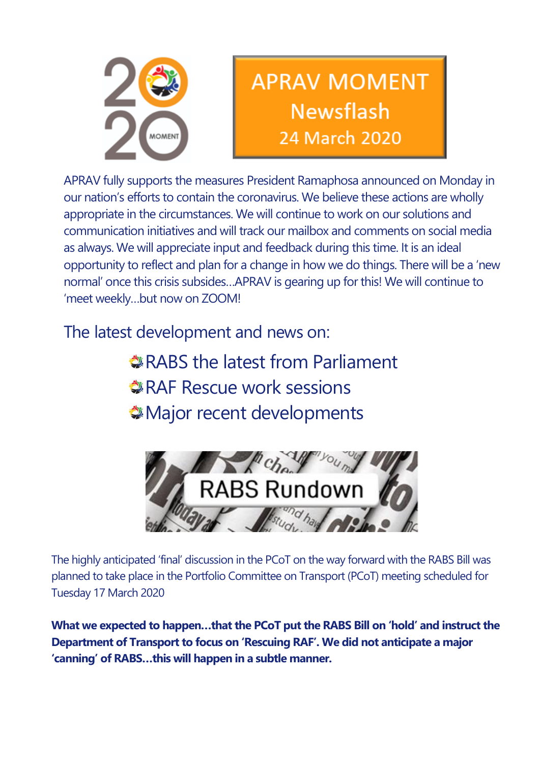# APRAV MOMENT Newsflash

## 24 March 2020

APRAV fully supports the measures President Ramaphosa announced on Monday in our nation's efforts to contain the coronavirus. We believe these actions are wholly appropriate in the circumstances. We will continue to work on our solutions and communication initiatives and will track our mailbox and comments on social media as always. We will appreciate input and feedback during this time. It is an ideal opportunity to reflect and plan for a change in how we do things. There will be a 'new normal' once this crisis subsides...APRAV is gearing up for this! We will continue to 'meet weekly...but now on ZOOM!

## The latest development and news on:

- RABS the latest from Parliament
- RAF Rescue work sessions
- Major recent developments

## RABS Rundown

The highly anticipated 'final' discussion in the PCoT on the way forward with the RABS Bill was planned to take place in the Portfolio Committee on Transport (PCoT) meeting scheduled for Tuesday 17 March 2020

**What we expected to happen...that the PCoT put the RABS Bill on 'hold' and instruct the Department of Transport to focus on 'Rescuing RAF'. We did not anticipate a major 'canning' of RABS...this will happen in a subtle manner.**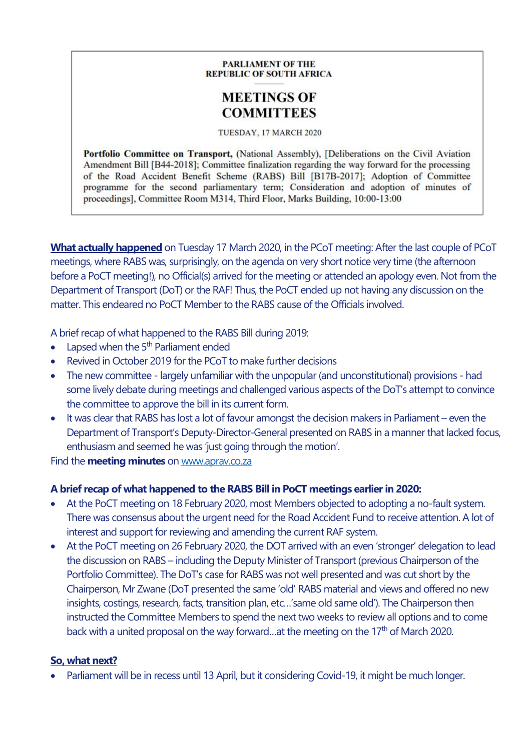**PARLIAMENT OF THE REPUBLIC OF SOUTH AFRICA**

## MEETINGS OF COMMITTEES

TUESDAY, 17 MARCH 2020

**Portfolio Committee on Transport,** (National Assembly), [Deliberations on the Civil Aviation Amendment Bill [B44-2018]; Committee finalization regarding the way forward for the processing of the Road Accident Benefit Scheme (RABS) Bill [B17B-2017]; Adoption of Committee programme for the second parliamentary term; Consideration and adoption of minutes of proceedings], Committee Room M314, Third Floor, Marks Building, 10:00-13:00

**What actually happened** on Tuesday 17 March 2020, in the PCoT meeting: After the last couple of PCoT meetings, where RABS was, surprisingly, on the agenda on very short notice very time (the afternoon before a PoCT meeting!), no Official(s) arrived for the meeting or attended an apology even. Not from the Department of Transport (DoT) or the RAF! Thus, the PoCT ended up not having any discussion on the matter. This endeared no PoCT Member to the RABS cause of the Officials involved.

A brief recap of what happened to the RABS Bill during 2019:

- Lapsed when the 5th Parliament ended
- Revived in October 2019 for the PCoT to make further decisions
- The new committee - largely unfamiliar with the unpopular (and unconstitutional) provisions - had some lively debate during meetings and challenged various aspects of the DoT's attempt to convince the committee to approve the bill in its current form.
- It was clear that RABS has lost a lot of favour amongst the decision makers in Parliament – even the Department of Transport's Deputy-Director-General presented on RABS in a manner that lacked focus, enthusiasm and seemed he was 'just going through the motion'.

Find the **meeting minutes** on www.aprav.co.za

**A brief recap of what happened to the RABS Bill in PoCT meetings earlier in 2020:**

- At the PoCT meeting on 18 February 2020, most Members objected to adopting a no-fault system. There was consensus about the urgent need for the Road Accident Fund to receive attention. A lot of interest and support for reviewing and amending the current RAF system.
- At the PoCT meeting on 26 February 2020, the DOT arrived with an even 'stronger' delegation to lead the discussion on RABS – including the Deputy Minister of Transport (previous Chairperson of the Portfolio Committee). The DoT's case for RABS was not well presented and was cut short by the Chairperson, Mr Zwane (DoT presented the same 'old' RABS material and views and offered no new insights, costings, research, facts, transition plan, etc…'same old same old'). The Chairperson then instructed the Committee Members to spend the next two weeks to review all options and to come back with a united proposal on the way forward…at the meeting on the 17th of March 2020.

**So, what next?**

- Parliament will be in recess until 13 April, but it considering Covid-19, it might be much longer.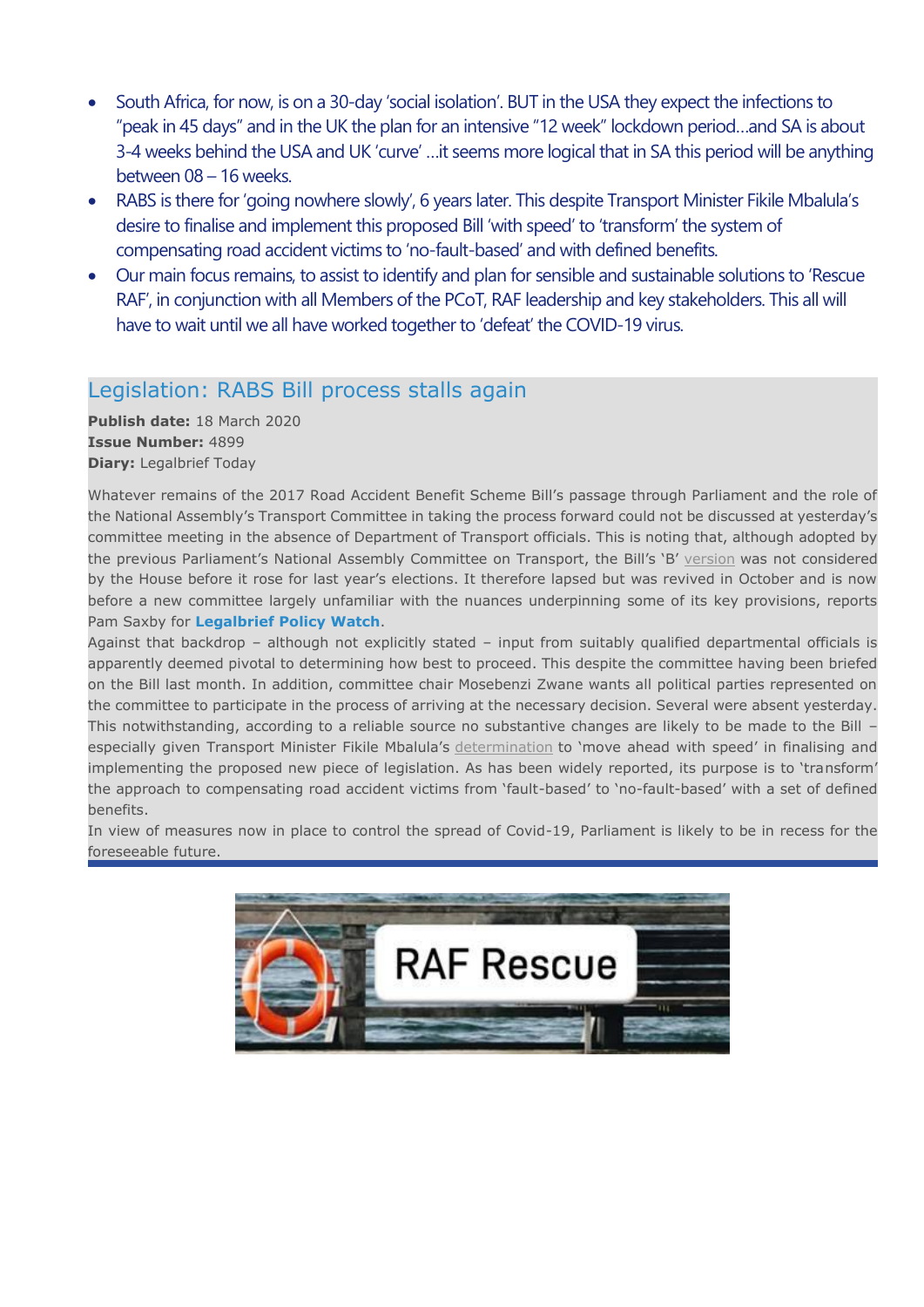- South Africa, for now, is on a 30-day 'social isolation'. BUT in the USA they expect the infections to "peak in 45 days" and in the UK the plan for an intensive "12 week" lockdown period…and SA is about 3-4 weeks behind the USA and UK 'curve' …it seems more logical that in SA this period will be anything between 08 – 16 weeks.
- RABS is there for 'going nowhere slowly', 6 years later. This despite Transport Minister Fikile Mbalula's desire to finalise and implement this proposed Bill 'with speed' to 'transform' the system of compensating road accident victims to 'no-fault-based' and with defined benefits.
- Our main focus remains, to assist to identify and plan for sensible and sustainable solutions to 'Rescue RAF', in conjunction with all Members of the PCoT, RAF leadership and key stakeholders. This all will have to wait until we all have worked together to 'defeat' the COVID-19 virus.

## Legislation: RABS Bill process stalls again

**Publish date:** 18 March 2020
**Issue Number:** 4899
**Diary:** Legalbrief Today

Whatever remains of the 2017 Road Accident Benefit Scheme Bill's passage through Parliament and the role of the National Assembly's Transport Committee in taking the process forward could not be discussed at yesterday's committee meeting in the absence of Department of Transport officials. This is noting that, although adopted by the previous Parliament's National Assembly Committee on Transport, the Bill's 'B' version was not considered by the House before it rose for last year's elections. It therefore lapsed but was revived in October and is now before a new committee largely unfamiliar with the nuances underpinning some of its key provisions, reports Pam Saxby for **Legalbrief Policy Watch**.

Against that backdrop – although not explicitly stated – input from suitably qualified departmental officials is apparently deemed pivotal to determining how best to proceed. This despite the committee having been briefed on the Bill last month. In addition, committee chair Mosebenzi Zwane wants all political parties represented on the committee to participate in the process of arriving at the necessary decision. Several were absent yesterday. This notwithstanding, according to a reliable source no substantive changes are likely to be made to the Bill – especially given Transport Minister Fikile Mbalula's determination to 'move ahead with speed' in finalising and implementing the proposed new piece of legislation. As has been widely reported, its purpose is to 'transform' the approach to compensating road accident victims from 'fault-based' to 'no-fault-based' with a set of defined benefits.

In view of measures now in place to control the spread of Covid-19, Parliament is likely to be in recess for the foreseeable future.

RAF Rescue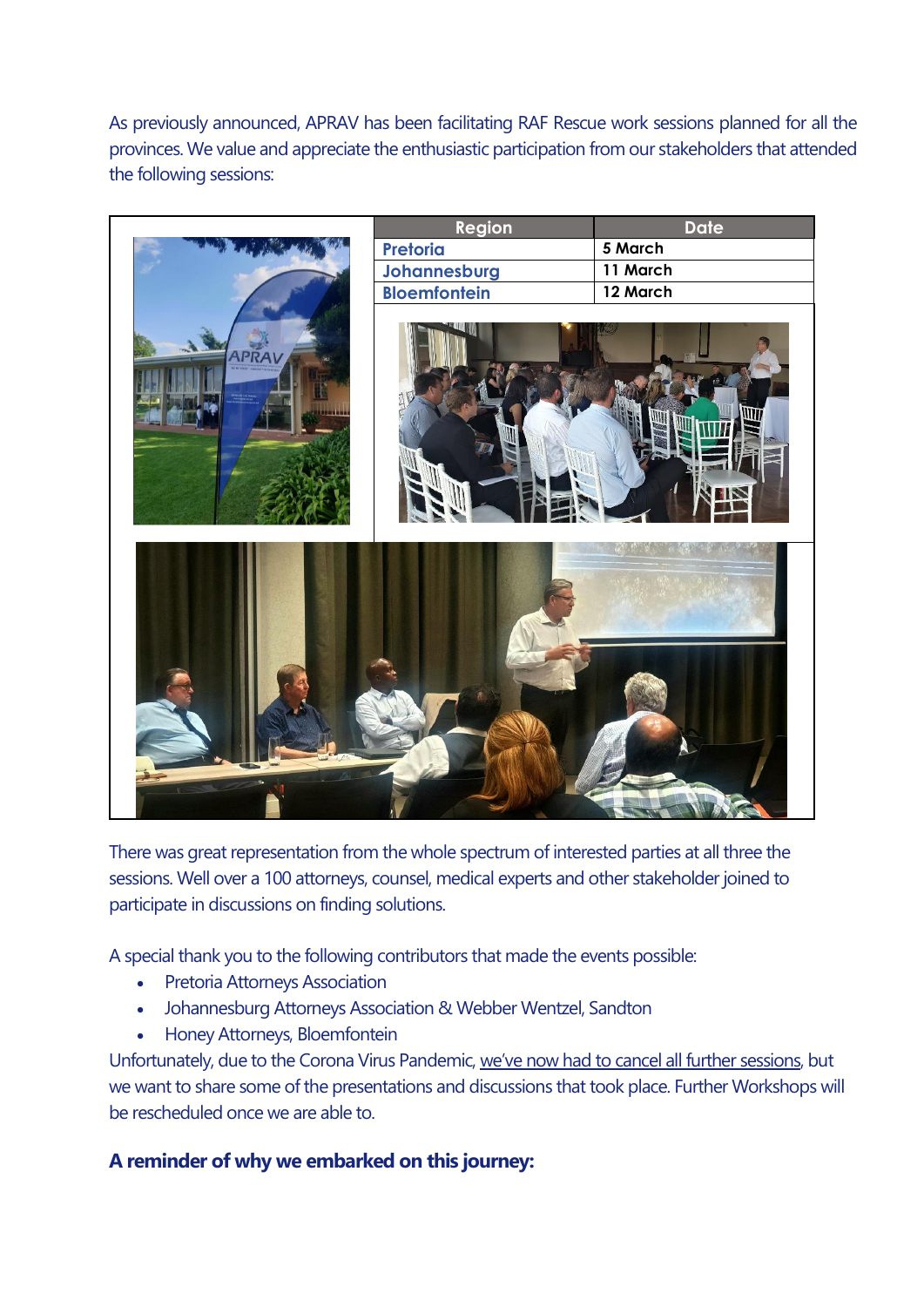As previously announced, APRAV has been facilitating RAF Rescue work sessions planned for all the provinces. We value and appreciate the enthusiastic participation from our stakeholders that attended the following sessions:

| Region | Date |
| --- | --- |
| Pretoria | 5 March |
| Johannesburg | 11 March |
| Bloemfontein | 12 March |

There was great representation from the whole spectrum of interested parties at all three the sessions. Well over a 100 attorneys, counsel, medical experts and other stakeholder joined to participate in discussions on finding solutions.

A special thank you to the following contributors that made the events possible:

- Pretoria Attorneys Association
- Johannesburg Attorneys Association & Webber Wentzel, Sandton
- Honey Attorneys, Bloemfontein

Unfortunately, due to the Corona Virus Pandemic, we've now had to cancel all further sessions, but we want to share some of the presentations and discussions that took place. Further Workshops will be rescheduled once we are able to.

**A reminder of why we embarked on this journey:**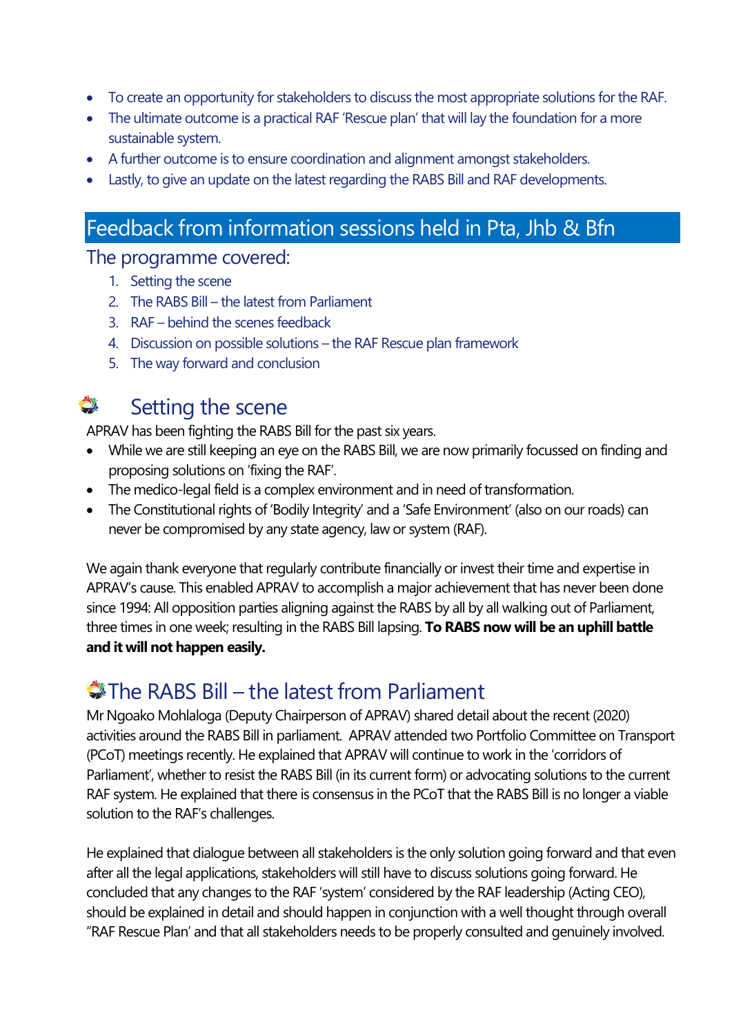- To create an opportunity for stakeholders to discuss the most appropriate solutions for the RAF.
- The ultimate outcome is a practical RAF 'Rescue plan' that will lay the foundation for a more sustainable system.
- A further outcome is to ensure coordination and alignment amongst stakeholders.
- Lastly, to give an update on the latest regarding the RABS Bill and RAF developments.

## Feedback from information sessions held in Pta, Jhb & Bfn

### The programme covered:

1. Setting the scene
2. The RABS Bill – the latest from Parliament
3. RAF – behind the scenes feedback
4. Discussion on possible solutions – the RAF Rescue plan framework
5. The way forward and conclusion

## Setting the scene

APRAV has been fighting the RABS Bill for the past six years.

- While we are still keeping an eye on the RABS Bill, we are now primarily focussed on finding and proposing solutions on 'fixing the RAF'.
- The medico-legal field is a complex environment and in need of transformation.
- The Constitutional rights of 'Bodily Integrity' and a 'Safe Environment' (also on our roads) can never be compromised by any state agency, law or system (RAF).

We again thank everyone that regularly contribute financially or invest their time and expertise in APRAV's cause. This enabled APRAV to accomplish a major achievement that has never been done since 1994: All opposition parties aligning against the RABS by all by all walking out of Parliament, three times in one week; resulting in the RABS Bill lapsing. **To RABS now will be an uphill battle and it will not happen easily.**

## The RABS Bill – the latest from Parliament

Mr Ngoako Mohlaloga (Deputy Chairperson of APRAV) shared detail about the recent (2020) activities around the RABS Bill in parliament. APRAV attended two Portfolio Committee on Transport (PCoT) meetings recently. He explained that APRAV will continue to work in the 'corridors of Parliament', whether to resist the RABS Bill (in its current form) or advocating solutions to the current RAF system. He explained that there is consensus in the PCoT that the RABS Bill is no longer a viable solution to the RAF's challenges.

He explained that dialogue between all stakeholders is the only solution going forward and that even after all the legal applications, stakeholders will still have to discuss solutions going forward. He concluded that any changes to the RAF 'system' considered by the RAF leadership (Acting CEO), should be explained in detail and should happen in conjunction with a well thought through overall "RAF Rescue Plan' and that all stakeholders needs to be properly consulted and genuinely involved.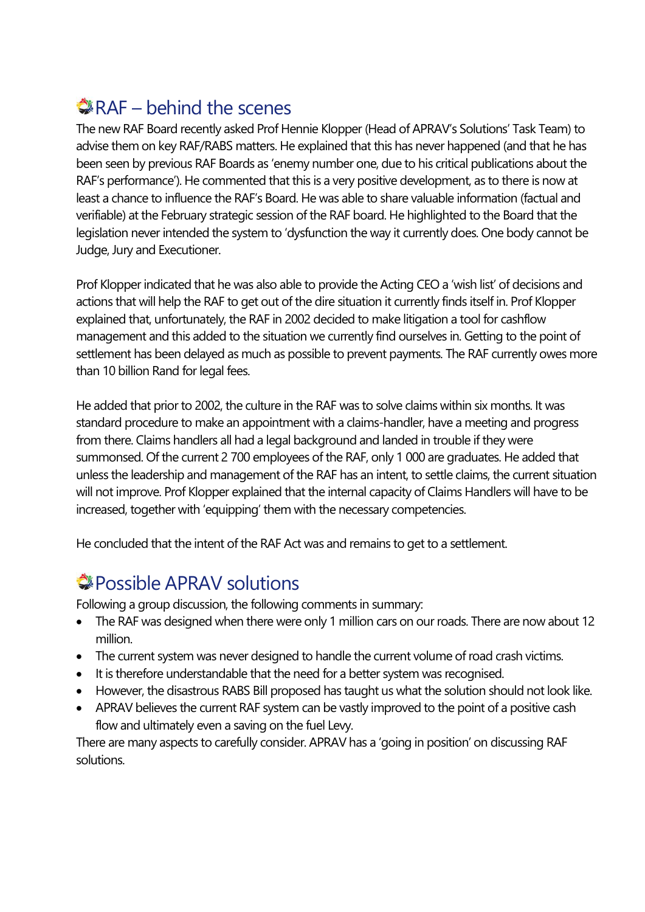## RAF – behind the scenes

The new RAF Board recently asked Prof Hennie Klopper (Head of APRAV's Solutions' Task Team) to advise them on key RAF/RABS matters. He explained that this has never happened (and that he has been seen by previous RAF Boards as 'enemy number one, due to his critical publications about the RAF's performance'). He commented that this is a very positive development, as to there is now at least a chance to influence the RAF's Board. He was able to share valuable information (factual and verifiable) at the February strategic session of the RAF board. He highlighted to the Board that the legislation never intended the system to 'dysfunction the way it currently does. One body cannot be Judge, Jury and Executioner.

Prof Klopper indicated that he was also able to provide the Acting CEO a 'wish list' of decisions and actions that will help the RAF to get out of the dire situation it currently finds itself in. Prof Klopper explained that, unfortunately, the RAF in 2002 decided to make litigation a tool for cashflow management and this added to the situation we currently find ourselves in. Getting to the point of settlement has been delayed as much as possible to prevent payments. The RAF currently owes more than 10 billion Rand for legal fees.

He added that prior to 2002, the culture in the RAF was to solve claims within six months. It was standard procedure to make an appointment with a claims-handler, have a meeting and progress from there. Claims handlers all had a legal background and landed in trouble if they were summonsed. Of the current 2 700 employees of the RAF, only 1 000 are graduates. He added that unless the leadership and management of the RAF has an intent, to settle claims, the current situation will not improve. Prof Klopper explained that the internal capacity of Claims Handlers will have to be increased, together with 'equipping' them with the necessary competencies.

He concluded that the intent of the RAF Act was and remains to get to a settlement.

## Possible APRAV solutions

Following a group discussion, the following comments in summary:

- The RAF was designed when there were only 1 million cars on our roads. There are now about 12 million.
- The current system was never designed to handle the current volume of road crash victims.
- It is therefore understandable that the need for a better system was recognised.
- However, the disastrous RABS Bill proposed has taught us what the solution should not look like.
- APRAV believes the current RAF system can be vastly improved to the point of a positive cash flow and ultimately even a saving on the fuel Levy.

There are many aspects to carefully consider. APRAV has a 'going in position' on discussing RAF solutions.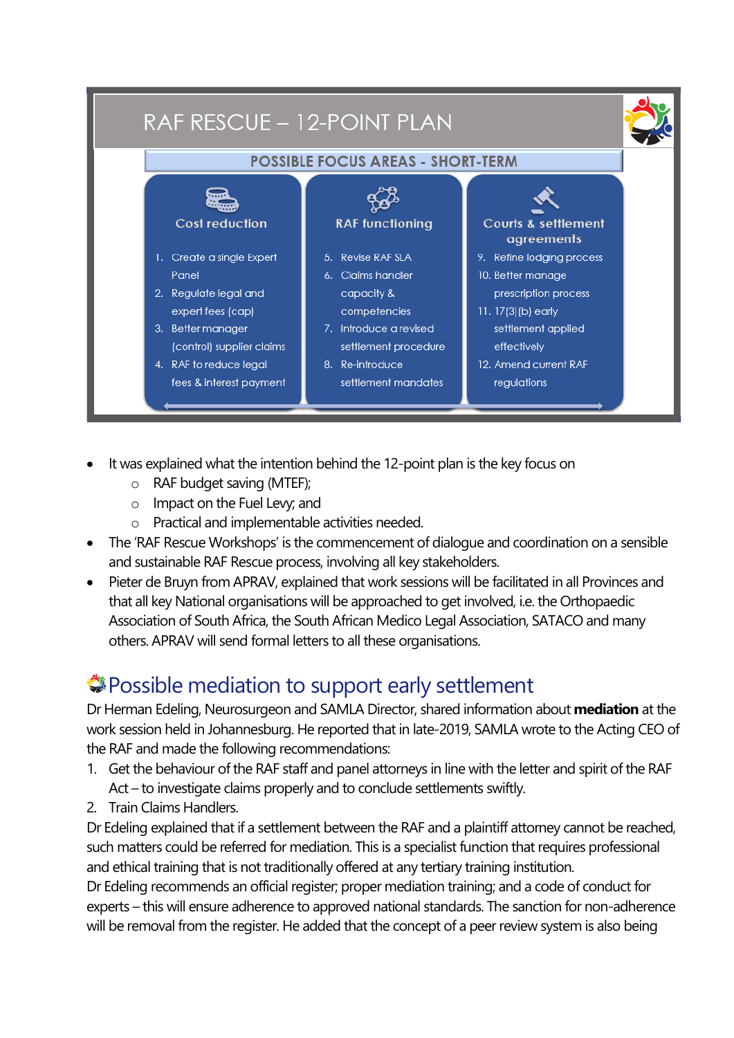## RAF RESCUE – 12-POINT PLAN

### POSSIBLE FOCUS AREAS - SHORT-TERM

| Cost reduction | RAF functioning | Courts & settlement agreements |
|---|---|---|
| 1. Create a single Expert Panel | 5. Revise RAF SLA | 9. Refine lodging process |
| 2. Regulate legal and expert fees (cap) | 6. Claims handler capacity & competencies | 10. Better manage prescription process |
| 3. Better manager (control) supplier claims | 7. Introduce a revised settlement procedure | 11. 17(3)(b) early settlement applied effectively |
| 4. RAF to reduce legal fees & interest payment | 8. Re-introduce settlement mandates | 12. Amend current RAF regulations |

- It was explained what the intention behind the 12-point plan is the key focus on
  - RAF budget saving (MTEF);
  - Impact on the Fuel Levy; and
  - Practical and implementable activities needed.
- The 'RAF Rescue Workshops' is the commencement of dialogue and coordination on a sensible and sustainable RAF Rescue process, involving all key stakeholders.
- Pieter de Bruyn from APRAV, explained that work sessions will be facilitated in all Provinces and that all key National organisations will be approached to get involved, i.e. the Orthopaedic Association of South Africa, the South African Medico Legal Association, SATACO and many others. APRAV will send formal letters to all these organisations.

## Possible mediation to support early settlement

Dr Herman Edeling, Neurosurgeon and SAMLA Director, shared information about **mediation** at the work session held in Johannesburg. He reported that in late-2019, SAMLA wrote to the Acting CEO of the RAF and made the following recommendations:

1. Get the behaviour of the RAF staff and panel attorneys in line with the letter and spirit of the RAF Act – to investigate claims properly and to conclude settlements swiftly.
2. Train Claims Handlers.

Dr Edeling explained that if a settlement between the RAF and a plaintiff attorney cannot be reached, such matters could be referred for mediation. This is a specialist function that requires professional and ethical training that is not traditionally offered at any tertiary training institution.

Dr Edeling recommends an official register; proper mediation training; and a code of conduct for experts – this will ensure adherence to approved national standards. The sanction for non-adherence will be removal from the register. He added that the concept of a peer review system is also being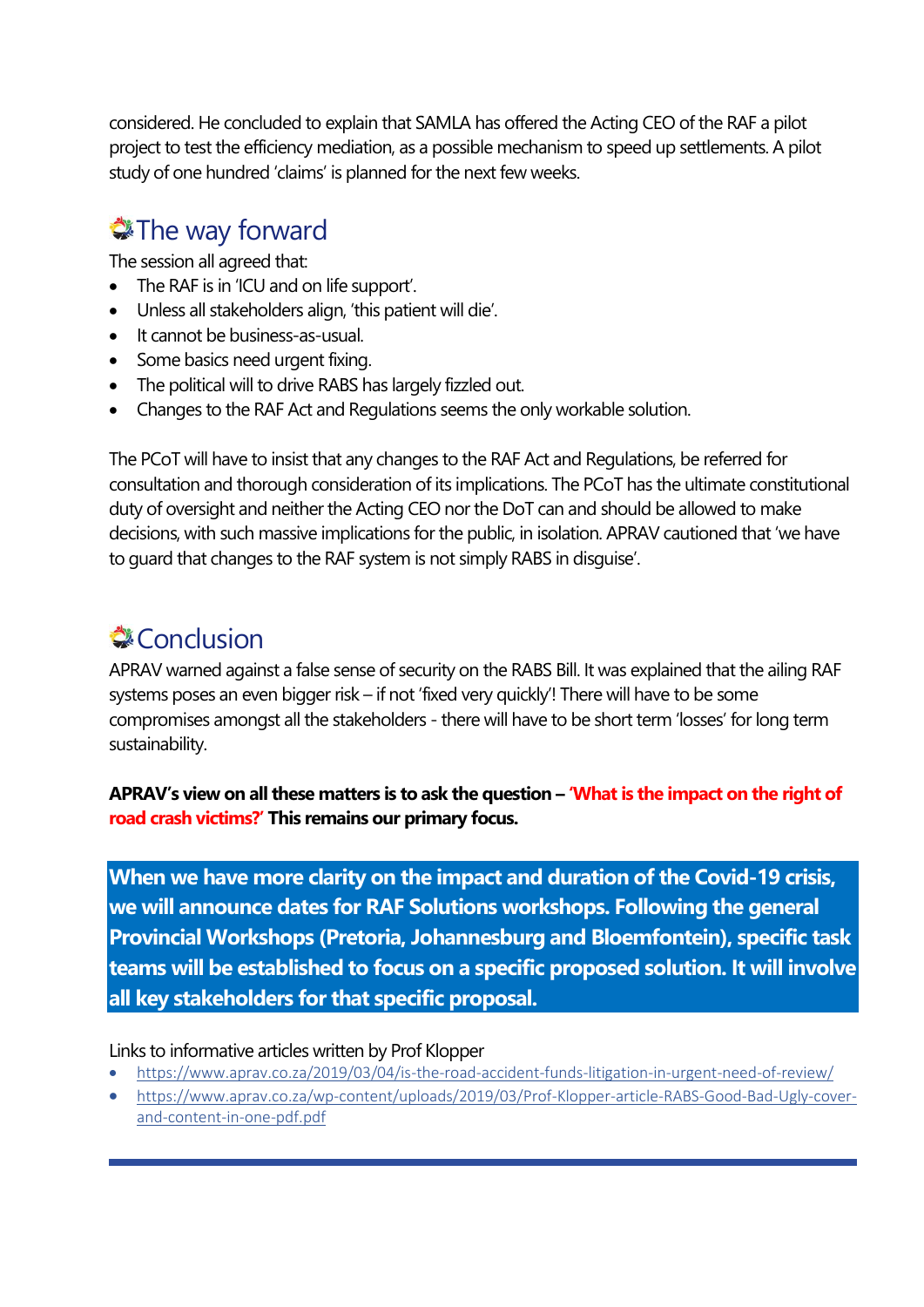considered. He concluded to explain that SAMLA has offered the Acting CEO of the RAF a pilot project to test the efficiency mediation, as a possible mechanism to speed up settlements. A pilot study of one hundred 'claims' is planned for the next few weeks.

## The way forward

The session all agreed that:

- The RAF is in 'ICU and on life support'.
- Unless all stakeholders align, 'this patient will die'.
- It cannot be business-as-usual.
- Some basics need urgent fixing.
- The political will to drive RABS has largely fizzled out.
- Changes to the RAF Act and Regulations seems the only workable solution.

The PCoT will have to insist that any changes to the RAF Act and Regulations, be referred for consultation and thorough consideration of its implications. The PCoT has the ultimate constitutional duty of oversight and neither the Acting CEO nor the DoT can and should be allowed to make decisions, with such massive implications for the public, in isolation. APRAV cautioned that 'we have to guard that changes to the RAF system is not simply RABS in disguise'.

## Conclusion

APRAV warned against a false sense of security on the RABS Bill. It was explained that the ailing RAF systems poses an even bigger risk – if not 'fixed very quickly'! There will have to be some compromises amongst all the stakeholders - there will have to be short term 'losses' for long term sustainability.

**APRAV's view on all these matters is to ask the question – 'What is the impact on the right of road crash victims?' This remains our primary focus.**

**When we have more clarity on the impact and duration of the Covid-19 crisis, we will announce dates for RAF Solutions workshops. Following the general Provincial Workshops (Pretoria, Johannesburg and Bloemfontein), specific task teams will be established to focus on a specific proposed solution. It will involve all key stakeholders for that specific proposal.**

Links to informative articles written by Prof Klopper

- https://www.aprav.co.za/2019/03/04/is-the-road-accident-funds-litigation-in-urgent-need-of-review/
- https://www.aprav.co.za/wp-content/uploads/2019/03/Prof-Klopper-article-RABS-Good-Bad-Ugly-cover-and-content-in-one-pdf.pdf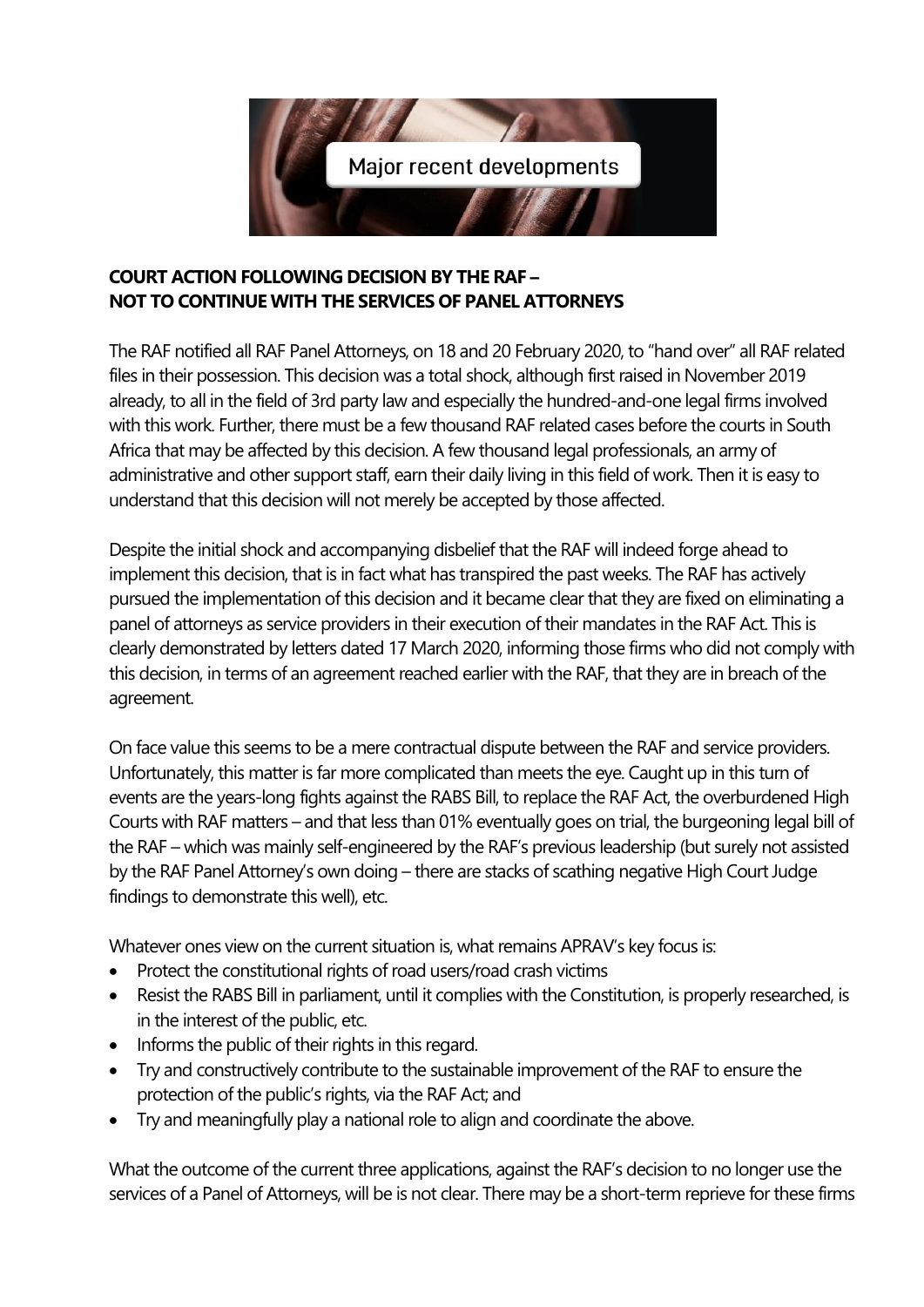Major recent developments

**COURT ACTION FOLLOWING DECISION BY THE RAF – NOT TO CONTINUE WITH THE SERVICES OF PANEL ATTORNEYS**

The RAF notified all RAF Panel Attorneys, on 18 and 20 February 2020, to "hand over" all RAF related files in their possession. This decision was a total shock, although first raised in November 2019 already, to all in the field of 3rd party law and especially the hundred-and-one legal firms involved with this work. Further, there must be a few thousand RAF related cases before the courts in South Africa that may be affected by this decision. A few thousand legal professionals, an army of administrative and other support staff, earn their daily living in this field of work. Then it is easy to understand that this decision will not merely be accepted by those affected.

Despite the initial shock and accompanying disbelief that the RAF will indeed forge ahead to implement this decision, that is in fact what has transpired the past weeks. The RAF has actively pursued the implementation of this decision and it became clear that they are fixed on eliminating a panel of attorneys as service providers in their execution of their mandates in the RAF Act. This is clearly demonstrated by letters dated 17 March 2020, informing those firms who did not comply with this decision, in terms of an agreement reached earlier with the RAF, that they are in breach of the agreement.

On face value this seems to be a mere contractual dispute between the RAF and service providers. Unfortunately, this matter is far more complicated than meets the eye. Caught up in this turn of events are the years-long fights against the RABS Bill, to replace the RAF Act, the overburdened High Courts with RAF matters – and that less than 01% eventually goes on trial, the burgeoning legal bill of the RAF – which was mainly self-engineered by the RAF's previous leadership (but surely not assisted by the RAF Panel Attorney's own doing – there are stacks of scathing negative High Court Judge findings to demonstrate this well), etc.

Whatever ones view on the current situation is, what remains APRAV's key focus is:

- Protect the constitutional rights of road users/road crash victims
- Resist the RABS Bill in parliament, until it complies with the Constitution, is properly researched, is in the interest of the public, etc.
- Informs the public of their rights in this regard.
- Try and constructively contribute to the sustainable improvement of the RAF to ensure the protection of the public's rights, via the RAF Act; and
- Try and meaningfully play a national role to align and coordinate the above.

What the outcome of the current three applications, against the RAF's decision to no longer use the services of a Panel of Attorneys, will be is not clear. There may be a short-term reprieve for these firms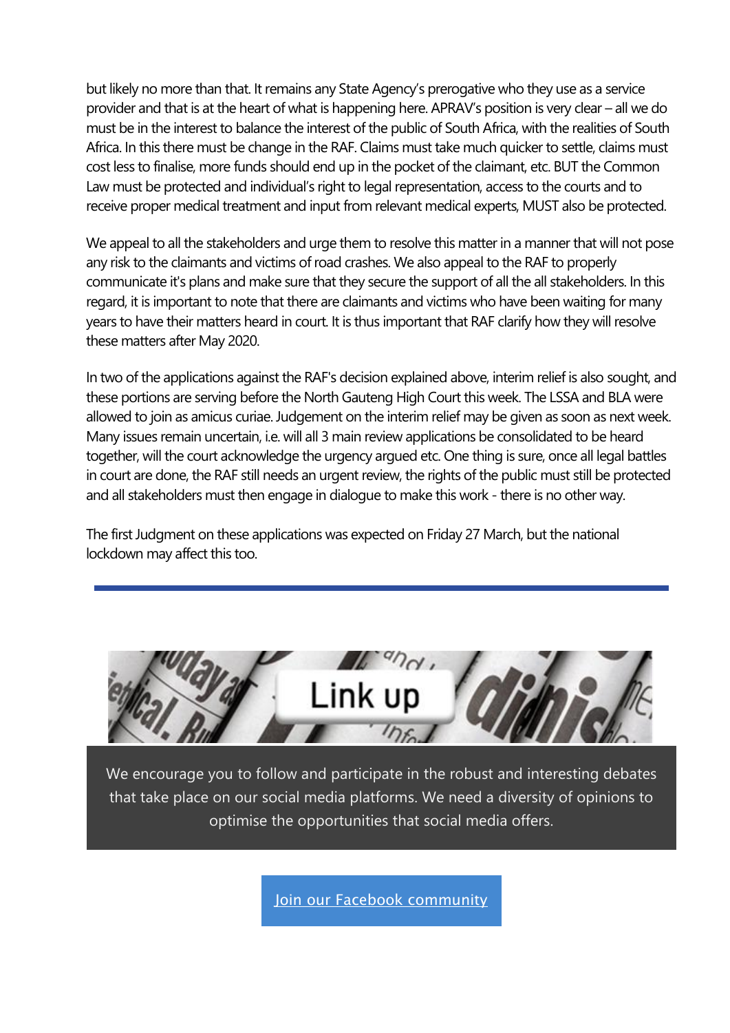but likely no more than that. It remains any State Agency's prerogative who they use as a service provider and that is at the heart of what is happening here. APRAV's position is very clear – all we do must be in the interest to balance the interest of the public of South Africa, with the realities of South Africa. In this there must be change in the RAF. Claims must take much quicker to settle, claims must cost less to finalise, more funds should end up in the pocket of the claimant, etc. BUT the Common Law must be protected and individual's right to legal representation, access to the courts and to receive proper medical treatment and input from relevant medical experts, MUST also be protected.

We appeal to all the stakeholders and urge them to resolve this matter in a manner that will not pose any risk to the claimants and victims of road crashes. We also appeal to the RAF to properly communicate it's plans and make sure that they secure the support of all the all stakeholders. In this regard, it is important to note that there are claimants and victims who have been waiting for many years to have their matters heard in court. It is thus important that RAF clarify how they will resolve these matters after May 2020.

In two of the applications against the RAF's decision explained above, interim relief is also sought, and these portions are serving before the North Gauteng High Court this week. The LSSA and BLA were allowed to join as amicus curiae. Judgement on the interim relief may be given as soon as next week. Many issues remain uncertain, i.e. will all 3 main review applications be consolidated to be heard together, will the court acknowledge the urgency argued etc. One thing is sure, once all legal battles in court are done, the RAF still needs an urgent review, the rights of the public must still be protected and all stakeholders must then engage in dialogue to make this work - there is no other way.

The first Judgment on these applications was expected on Friday 27 March, but the national lockdown may affect this too.

---

## Link up

We encourage you to follow and participate in the robust and interesting debates that take place on our social media platforms. We need a diversity of opinions to optimise the opportunities that social media offers.

Join our Facebook community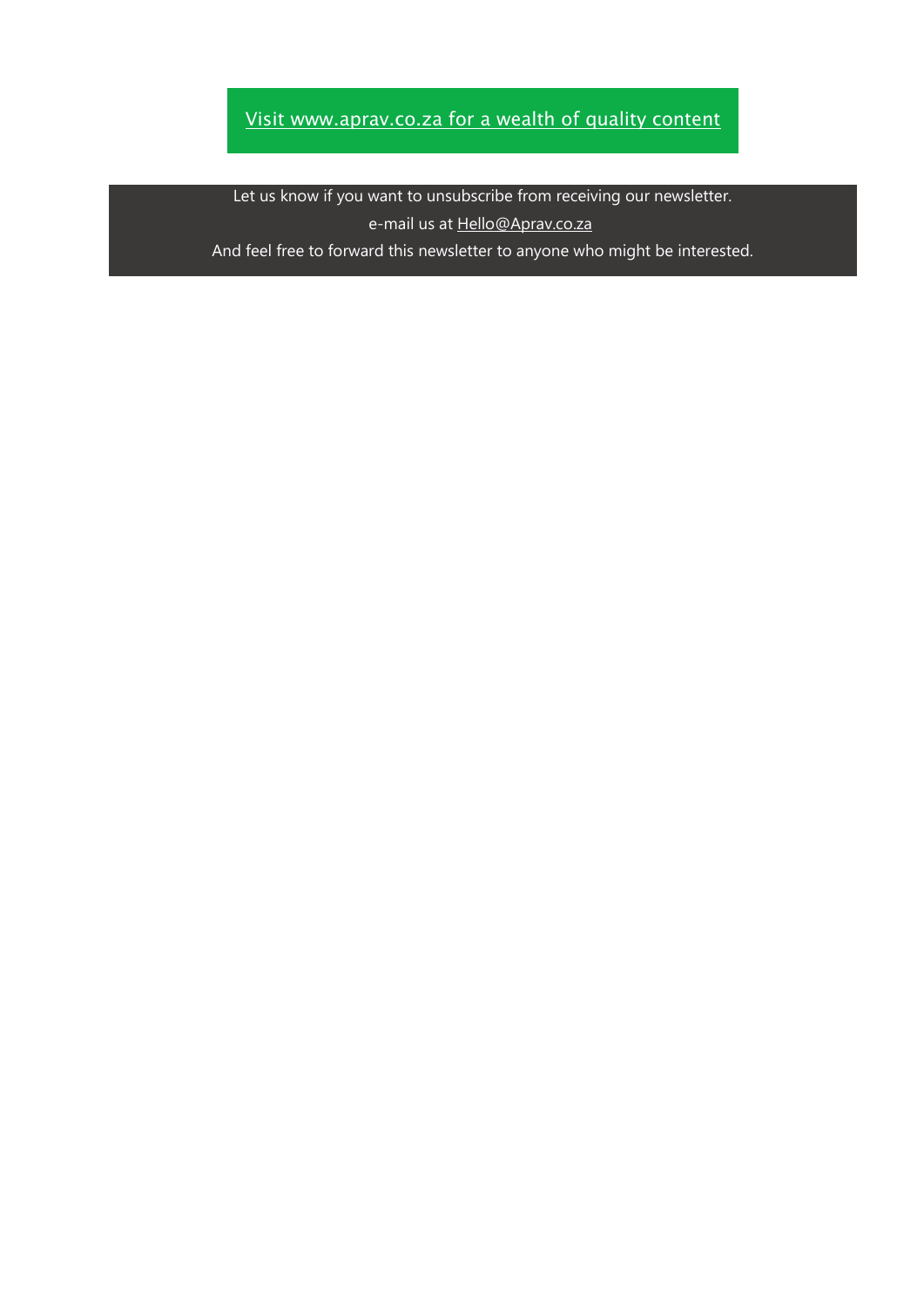[Visit www.aprav.co.za for a wealth of quality content](http://www.aprav.co.za)

Let us know if you want to unsubscribe from receiving our newsletter.

e-mail us at [Hello@Aprav.co.za](mailto:Hello@Aprav.co.za)

And feel free to forward this newsletter to anyone who might be interested.